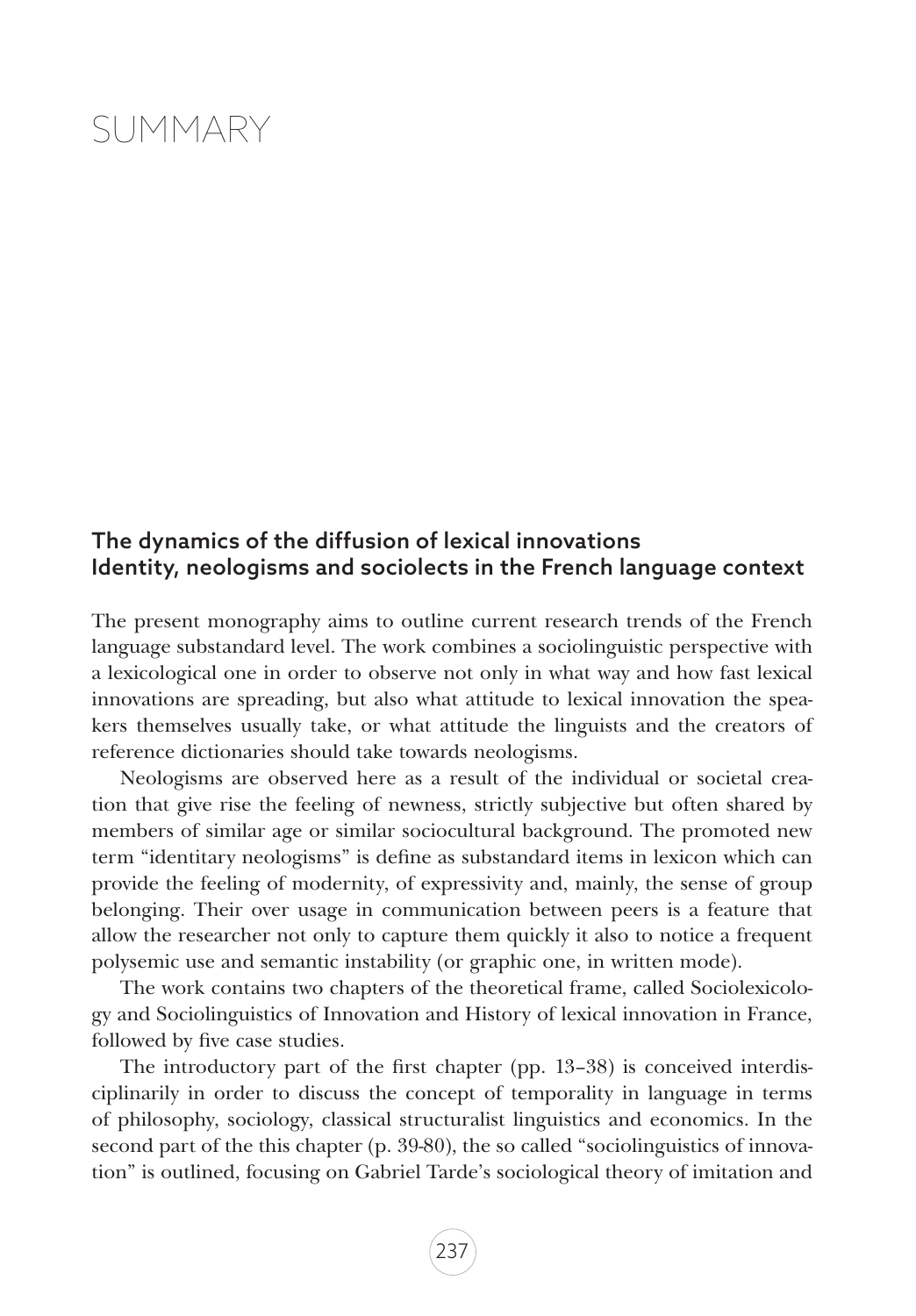# SUMMARY

## The dynamics of the diffusion of lexical innovations Identity, neologisms and sociolects in the French language context

The present monography aims to outline current research trends of the French language substandard level. The work combines a sociolinguistic perspective with a lexicological one in order to observe not only in what way and how fast lexical innovations are spreading, but also what attitude to lexical innovation the speakers themselves usually take, or what attitude the linguists and the creators of reference dictionaries should take towards neologisms.

Neologisms are observed here as a result of the individual or societal creation that give rise the feeling of newness, strictly subjective but often shared by members of similar age or similar sociocultural background. The promoted new term "identitary neologisms" is define as substandard items in lexicon which can provide the feeling of modernity, of expressivity and, mainly, the sense of group belonging. Their over usage in communication between peers is a feature that allow the researcher not only to capture them quickly it also to notice a frequent polysemic use and semantic instability (or graphic one, in written mode).

The work contains two chapters of the theoretical frame, called Sociolexicology and Sociolinguistics of Innovation and History of lexical innovation in France, followed by five case studies.

The introductory part of the first chapter (pp. 13–38) is conceived interdisciplinarily in order to discuss the concept of temporality in language in terms of philosophy, sociology, classical structuralist linguistics and economics. In the second part of the this chapter (p. 39-80), the so called "sociolinguistics of innovation" is outlined, focusing on Gabriel Tarde's sociological theory of imitation and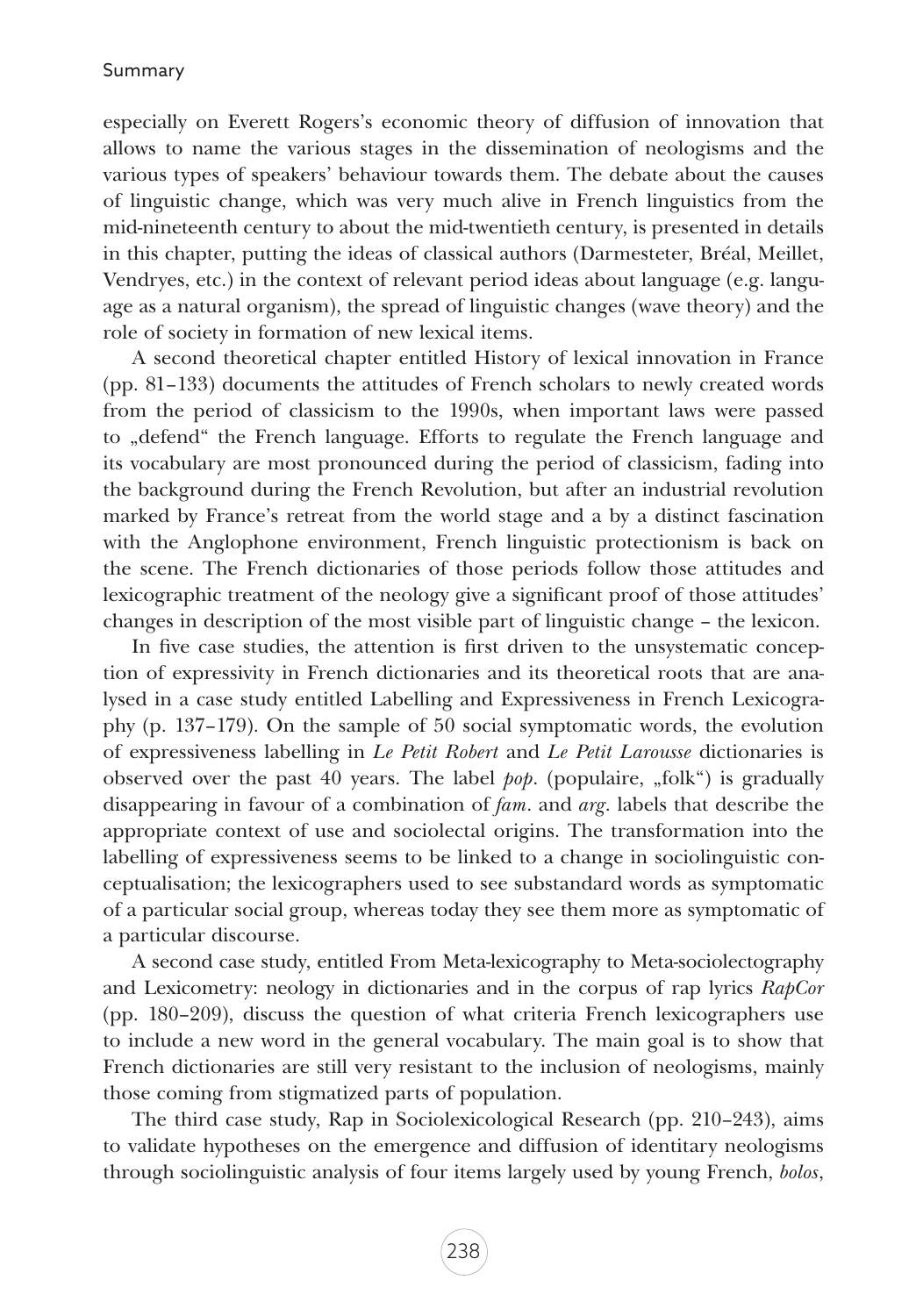especially on Everett Rogers's economic theory of diffusion of innovation that allows to name the various stages in the dissemination of neologisms and the various types of speakers' behaviour towards them. The debate about the causes of linguistic change, which was very much alive in French linguistics from the mid-nineteenth century to about the mid-twentieth century, is presented in details in this chapter, putting the ideas of classical authors (Darmesteter, Bréal, Meillet, Vendryes, etc.) in the context of relevant period ideas about language (e.g. language as a natural organism), the spread of linguistic changes (wave theory) and the role of society in formation of new lexical items.

A second theoretical chapter entitled History of lexical innovation in France (pp. 81–133) documents the attitudes of French scholars to newly created words from the period of classicism to the 1990s, when important laws were passed to „defend" the French language. Efforts to regulate the French language and its vocabulary are most pronounced during the period of classicism, fading into the background during the French Revolution, but after an industrial revolution marked by France's retreat from the world stage and a by a distinct fascination with the Anglophone environment, French linguistic protectionism is back on the scene. The French dictionaries of those periods follow those attitudes and lexicographic treatment of the neology give a significant proof of those attitudes' changes in description of the most visible part of linguistic change – the lexicon.

In five case studies, the attention is first driven to the unsystematic conception of expressivity in French dictionaries and its theoretical roots that are analysed in a case study entitled Labelling and Expressiveness in French Lexicography (p. 137–179). On the sample of 50 social symptomatic words, the evolution of expressiveness labelling in *Le Petit Robert* and *Le Petit Larousse* dictionaries is observed over the past 40 years. The label *pop*. (populaire, „folk") is gradually disappearing in favour of a combination of *fam*. and *arg*. labels that describe the appropriate context of use and sociolectal origins. The transformation into the labelling of expressiveness seems to be linked to a change in sociolinguistic conceptualisation; the lexicographers used to see substandard words as symptomatic of a particular social group, whereas today they see them more as symptomatic of a particular discourse.

A second case study, entitled From Meta-lexicography to Meta-sociolectography and Lexicometry: neology in dictionaries and in the corpus of rap lyrics *RapCor* (pp. 180–209), discuss the question of what criteria French lexicographers use to include a new word in the general vocabulary. The main goal is to show that French dictionaries are still very resistant to the inclusion of neologisms, mainly those coming from stigmatized parts of population.

The third case study, Rap in Sociolexicological Research (pp. 210–243), aims to validate hypotheses on the emergence and diffusion of identitary neologisms through sociolinguistic analysis of four items largely used by young French, *bolos*,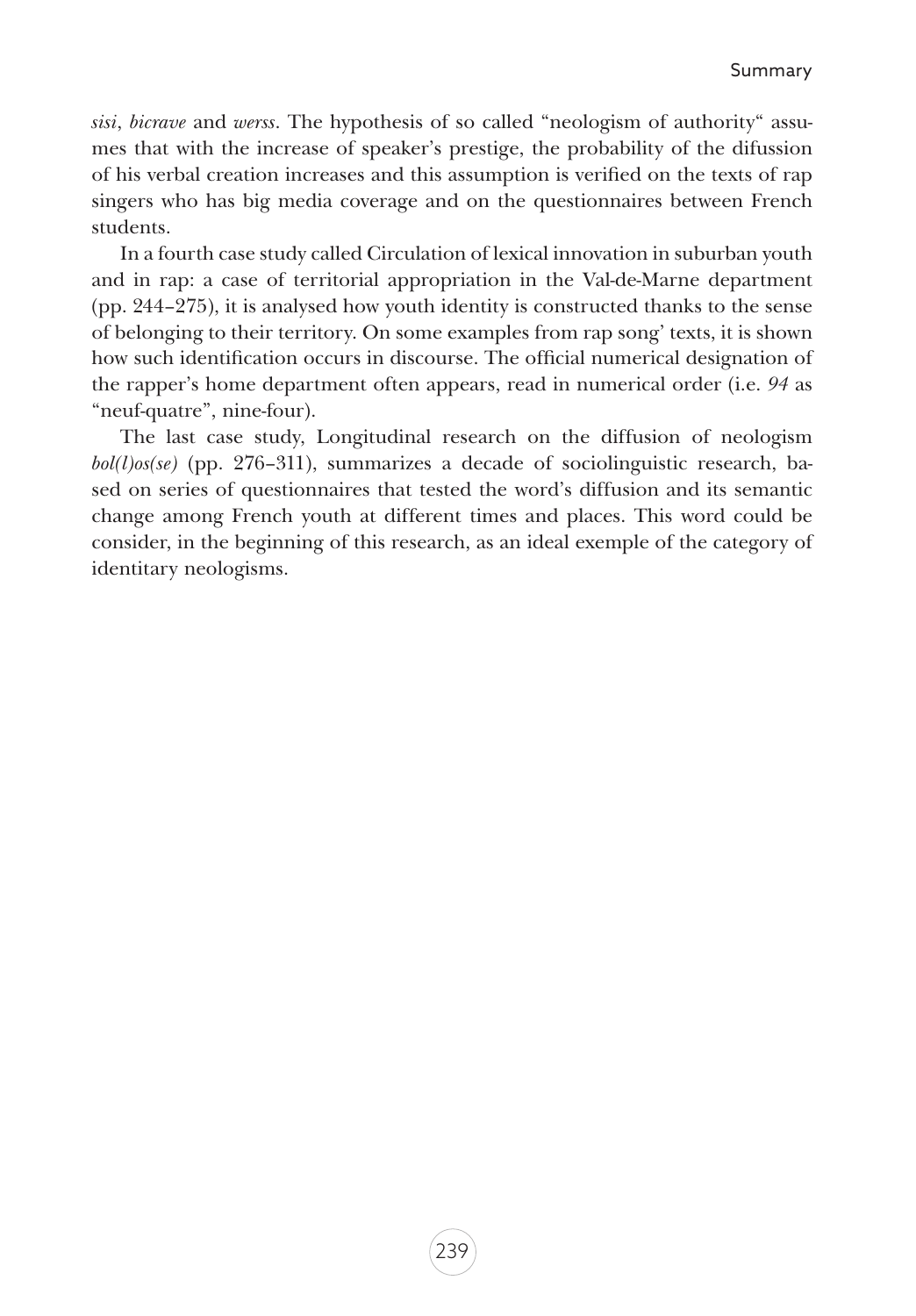*sisi*, *bicrave* and *werss*. The hypothesis of so called "neologism of authority" assumes that with the increase of speaker's prestige, the probability of the difussion of his verbal creation increases and this assumption is verified on the texts of rap singers who has big media coverage and on the questionnaires between French students.

In a fourth case study called Circulation of lexical innovation in suburban youth and in rap: a case of territorial appropriation in the Val-de-Marne department (pp. 244–275), it is analysed how youth identity is constructed thanks to the sense of belonging to their territory. On some examples from rap song' texts, it is shown how such identification occurs in discourse. The official numerical designation of the rapper's home department often appears, read in numerical order (i.e. *94* as "neuf-quatre", nine-four).

The last case study, Longitudinal research on the diffusion of neologism *bol(l)os(se)* (pp. 276–311), summarizes a decade of sociolinguistic research, based on series of questionnaires that tested the word's diffusion and its semantic change among French youth at different times and places. This word could be consider, in the beginning of this research, as an ideal exemple of the category of identitary neologisms.